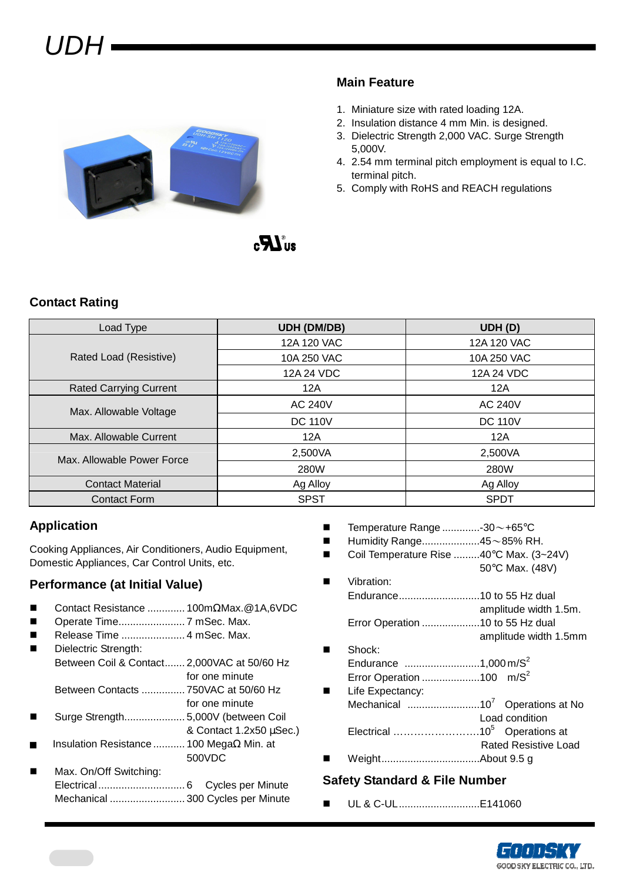# UDH

## Main Feature

1. Miniature size with rated loading 12A.
2. Insulation distance 4 mm Min. is designed.
3. Dielectric Strength 2,000 VAC. Surge Strength 5,000V.
4. 2.54 mm terminal pitch employment is equal to I.C. terminal pitch.
5. Comply with RoHS and REACH regulations

## Contact Rating

| Load Type | UDH (DM/DB) | UDH (D) |
|---|---|---|
| Rated Load (Resistive) | 12A 120 VAC | 12A 120 VAC |
| | 10A 250 VAC | 10A 250 VAC |
| | 12A 24 VDC | 12A 24 VDC |
| Rated Carrying Current | 12A | 12A |
| Max. Allowable Voltage | AC 240V | AC 240V |
| | DC 110V | DC 110V |
| Max. Allowable Current | 12A | 12A |
| Max. Allowable Power Force | 2,500VA | 2,500VA |
| | 280W | 280W |
| Contact Material | Ag Alloy | Ag Alloy |
| Contact Form | SPST | SPDT |

## Application

Cooking Appliances, Air Conditioners, Audio Equipment, Domestic Appliances, Car Control Units, etc.

## Performance (at Initial Value)

- Contact Resistance ............. 100mΩMax.@1A,6VDC
- Operate Time....................... 7 mSec. Max.
- Release Time ...................... 4 mSec. Max.
- Dielectric Strength:
  - Between Coil & Contact....... 2,000VAC at 50/60 Hz for one minute
  - Between Contacts ............... 750VAC at 50/60 Hz for one minute
- Surge Strength..................... 5,000V (between Coil & Contact 1.2x50 µSec.)
- Insulation Resistance ........... 100 MegaΩ Min. at 500VDC
- Max. On/Off Switching:
  - Electrical .............................. 6 Cycles per Minute
  - Mechanical .......................... 300 Cycles per Minute
- Temperature Range .............-30～+65℃
- Humidity Range....................45～85% RH.
- Coil Temperature Rise .........40℃ Max. (3~24V) 50℃ Max. (48V)
- Vibration:
  - Endurance............................10 to 55 Hz dual amplitude width 1.5m.
  - Error Operation ....................10 to 55 Hz dual amplitude width 1.5mm
- Shock:
  - Endurance ..........................1,000 $m/S^2$
  - Error Operation ....................100 $m/S^2$
- Life Expectancy:
  - Mechanical .........................$10^7$ Operations at No Load condition
  - Electrical ……………………..$10^5$ Operations at Rated Resistive Load
- Weight..................................About 9.5 g

## Safety Standard & File Number

- UL & C-UL............................E141060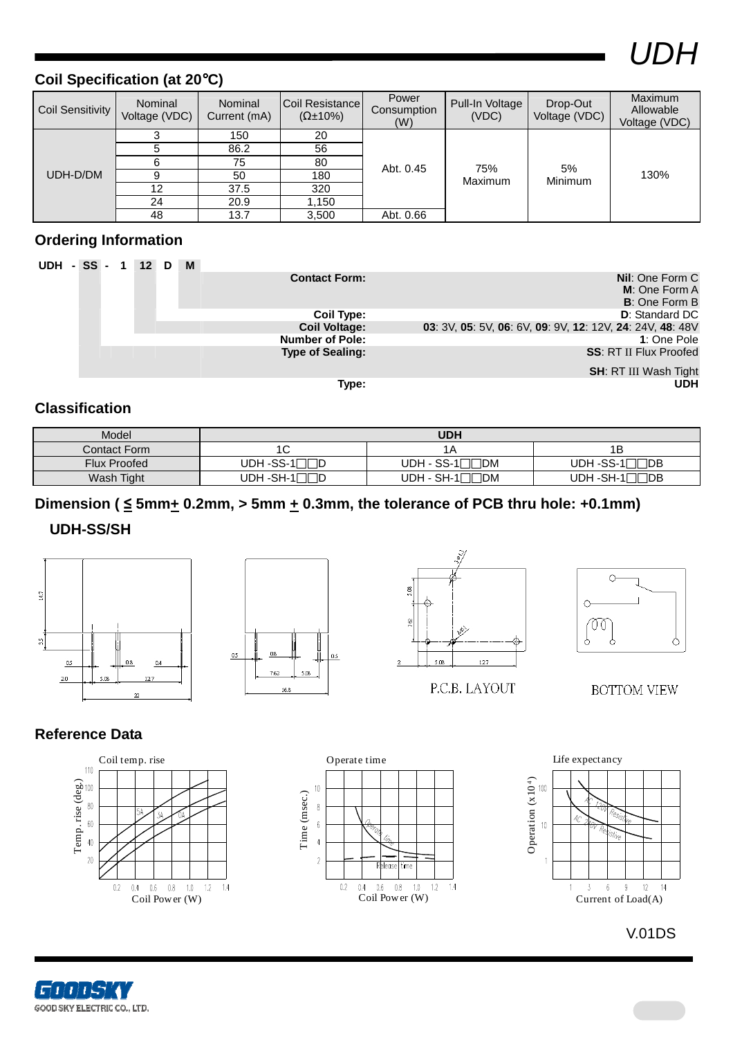# UDH

## Coil Specification (at 20°C)

| Coil Sensitivity | Nominal Voltage (VDC) | Nominal Current (mA) | Coil Resistance (Ω±10%) | Power Consumption (W) | Pull-In Voltage (VDC) | Drop-Out Voltage (VDC) | Maximum Allowable Voltage (VDC) |
|---|---|---|---|---|---|---|---|
| UDH-D/DM | 3 | 150 | 20 | Abt. 0.45 | 75% Maximum | 5% Minimum | 130% |
| | 5 | 86.2 | 56 | | | | |
| | 6 | 75 | 80 | | | | |
| | 9 | 50 | 180 | | | | |
| | 12 | 37.5 | 320 | | | | |
| | 24 | 20.9 | 1,150 | | | | |
| | 48 | 13.7 | 3,500 | Abt. 0.66 | | | |

## Ordering Information

**UDH - SS - 1 12 D M**

| | |
|---|---|
| **Contact Form:** | **Nil**: One Form C<br>**M**: One Form A<br>**B**: One Form B |
| **Coil Type:** | **D**: Standard DC |
| **Coil Voltage:** | **03**: 3V, **05**: 5V, **06**: 6V, **09**: 9V, **12**: 12V, **24**: 24V, **48**: 48V |
| **Number of Pole:** | **1**: One Pole |
| **Type of Sealing:** | **SS**: RT II Flux Proofed<br>**SH**: RT III Wash Tight |
| **Type:** | **UDH** |

## Classification

| Model | UDH | | |
|---|---|---|---|
| Contact Form | 1C | 1A | 1B |
| Flux Proofed | UDH -SS-1□□D | UDH - SS-1□□DM | UDH -SS-1□□DB |
| Wash Tight | UDH -SH-1□□D | UDH - SH-1□□DM | UDH -SH-1□□DB |

## Dimension ( ≤ 5mm ± 0.2mm, > 5mm ± 0.3mm, the tolerance of PCB thru hole: +0.1mm)

### UDH-SS/SH

14.7
3.5
0.5 0.8 0.4
2.0 5.08 12.7
22

0.5 0.8 0.5
7.62 5.08
16.8

3-φ1.1
5.08
7.62
2-φ1.3
2 5.08 12.7

P.C.B. LAYOUT

BOTTOM VIEW

## Reference Data

Coil temp. rise
Temp. rise (deg.)
110 100 80 60 40 20
5A 3A 0A
0.2 0.4 0.6 0.8 1.0 1.2 1.4
Coil Power (W)

Operate time
Time (msec.)
10 8 6 4 2
Operate time
Release time
0.2 0.4 0.6 0.8 1.0 1.2 1.4
Coil Power (W)

Life expectancy
Operation ($\times 10^4$)
100 10 1
AC 120V Resistive
AC 240V Resistive
1 3 6 9 12 14
Current of Load(A)

V.01DS

GOODSKY
GOOD SKY ELECTRIC CO., LTD.